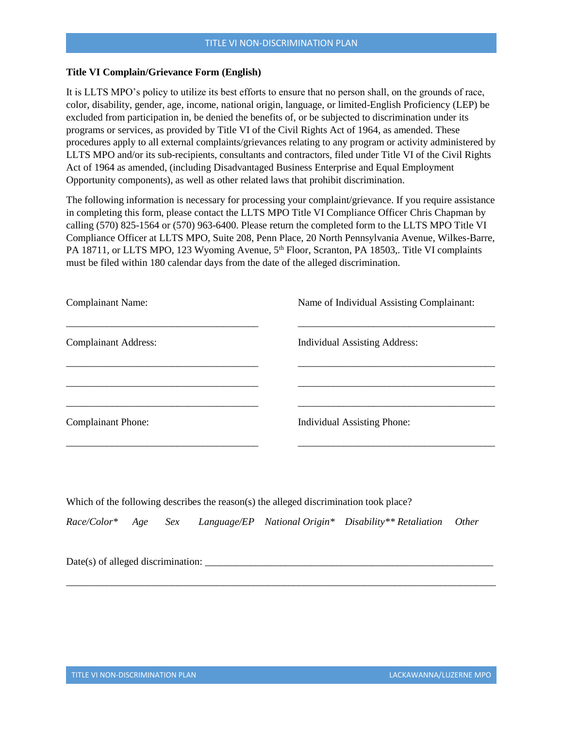**Title VI Complain/Grievance Form (English)**

It is LLTS MPO's policy to utilize its best efforts to ensure that no person shall, on the grounds of race, color, disability, gender, age, income, national origin, language, or limited-English Proficiency (LEP) be excluded from participation in, be denied the benefits of, or be subjected to discrimination under its programs or services, as provided by Title VI of the Civil Rights Act of 1964, as amended. These procedures apply to all external complaints/grievances relating to any program or activity administered by LLTS MPO and/or its sub-recipients, consultants and contractors, filed under Title VI of the Civil Rights Act of 1964 as amended, (including Disadvantaged Business Enterprise and Equal Employment Opportunity components), as well as other related laws that prohibit discrimination.

The following information is necessary for processing your complaint/grievance. If you require assistance in completing this form, please contact the LLTS MPO Title VI Compliance Officer Chris Chapman by calling (570) 825-1564 or (570) 963-6400. Please return the completed form to the LLTS MPO Title VI Compliance Officer at LLTS MPO, Suite 208, Penn Place, 20 North Pennsylvania Avenue, Wilkes-Barre, PA 18711, or LLTS MPO, 123 Wyoming Avenue, 5th Floor, Scranton, PA 18503,. Title VI complaints must be filed within 180 calendar days from the date of the alleged discrimination.

Complainant Name:

_______________________________________

Complainant Address:

_______________________________________

_______________________________________

_______________________________________

Complainant Phone:

_______________________________________

Name of Individual Assisting Complainant:

_______________________________________

Individual Assisting Address:

_______________________________________

_______________________________________

_______________________________________

Individual Assisting Phone:

_______________________________________

Which of the following describes the reason(s) the alleged discrimination took place?

*Race/Color\*   Age   Sex   Language/EP   National Origin\*   Disability\*\*   Retaliation   Other*

Date(s) of alleged discrimination: ___________________________________________________________

_____________________________________________________________________________________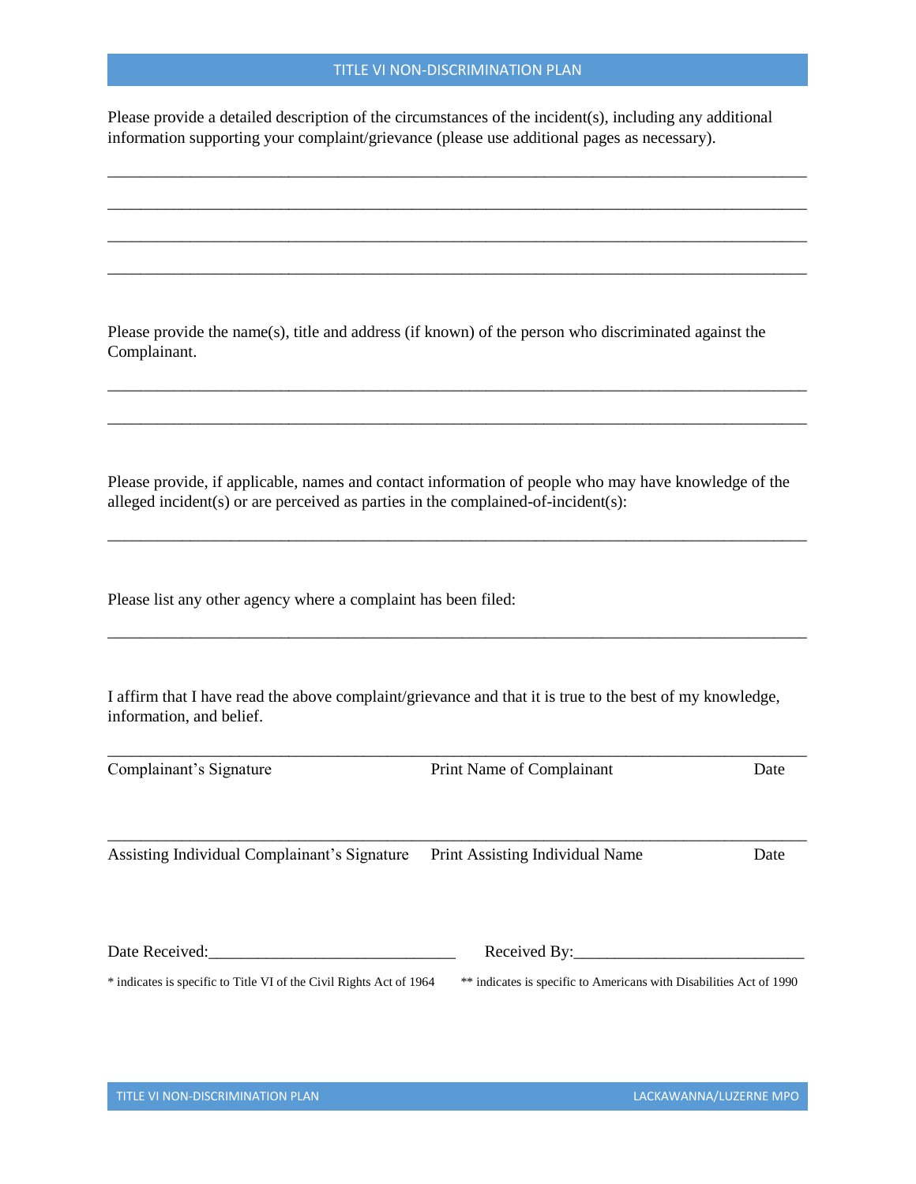Please provide a detailed description of the circumstances of the incident(s), including any additional information supporting your complaint/grievance (please use additional pages as necessary).

______________________________________________________________________________

______________________________________________________________________________

______________________________________________________________________________

______________________________________________________________________________

Please provide the name(s), title and address (if known) of the person who discriminated against the Complainant.

______________________________________________________________________________

______________________________________________________________________________

Please provide, if applicable, names and contact information of people who may have knowledge of the alleged incident(s) or are perceived as parties in the complained-of-incident(s):

______________________________________________________________________________

Please list any other agency where a complaint has been filed:

______________________________________________________________________________

I affirm that I have read the above complaint/grievance and that it is true to the best of my knowledge, information, and belief.

______________________________________________________________________________

Complainant's Signature    Print Name of Complainant    Date

______________________________________________________________________________

Assisting Individual Complainant's Signature    Print Assisting Individual Name    Date

Date Received:______________________________    Received By:___________________________

* indicates is specific to Title VI of the Civil Rights Act of 1964    ** indicates is specific to Americans with Disabilities Act of 1990